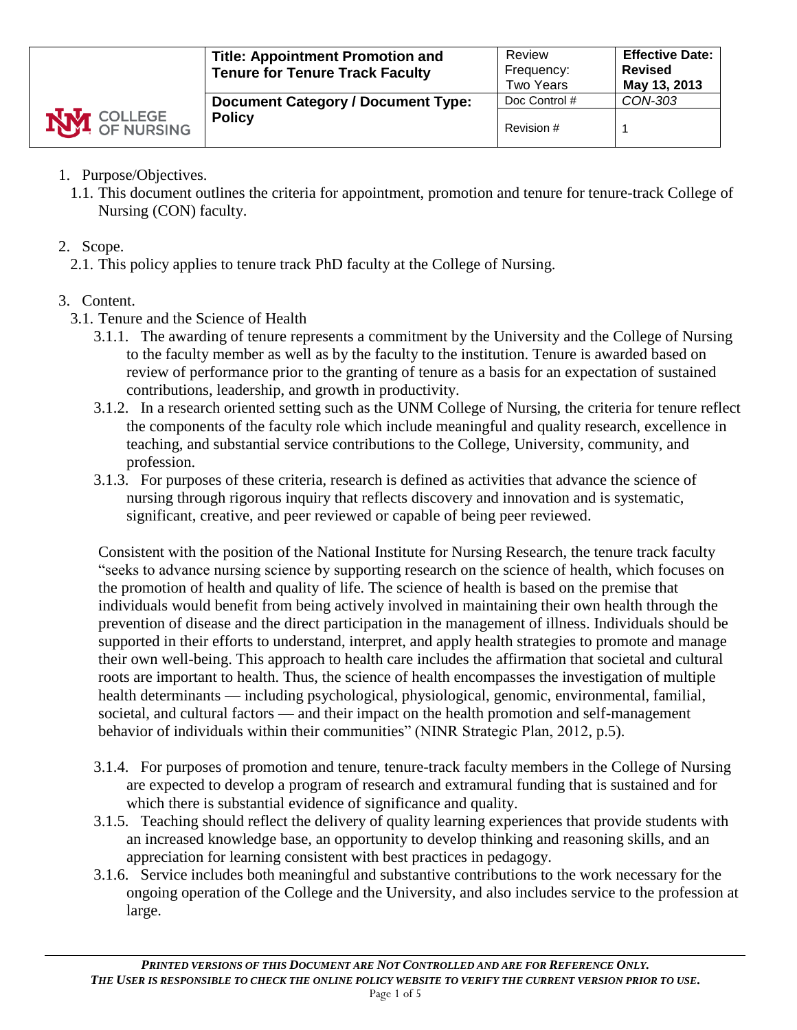| COLLEGE OF NURSING | **Title: Appointment Promotion and Tenure for Tenure Track Faculty** | Review Frequency: Two Years | **Effective Date: Revised May 13, 2013** |
|---|---|---|---|
| | **Document Category / Document Type: Policy** | Doc Control # | *CON-303* |
| | | Revision # | 1 |

1. Purpose/Objectives.
   1.1. This document outlines the criteria for appointment, promotion and tenure for tenure-track College of Nursing (CON) faculty.

2. Scope.
   2.1. This policy applies to tenure track PhD faculty at the College of Nursing.

3. Content.
   3.1. Tenure and the Science of Health
      3.1.1. The awarding of tenure represents a commitment by the University and the College of Nursing to the faculty member as well as by the faculty to the institution. Tenure is awarded based on review of performance prior to the granting of tenure as a basis for an expectation of sustained contributions, leadership, and growth in productivity.
      3.1.2. In a research oriented setting such as the UNM College of Nursing, the criteria for tenure reflect the components of the faculty role which include meaningful and quality research, excellence in teaching, and substantial service contributions to the College, University, community, and profession.
      3.1.3. For purposes of these criteria, research is defined as activities that advance the science of nursing through rigorous inquiry that reflects discovery and innovation and is systematic, significant, creative, and peer reviewed or capable of being peer reviewed.

   Consistent with the position of the National Institute for Nursing Research, the tenure track faculty "seeks to advance nursing science by supporting research on the science of health, which focuses on the promotion of health and quality of life. The science of health is based on the premise that individuals would benefit from being actively involved in maintaining their own health through the prevention of disease and the direct participation in the management of illness. Individuals should be supported in their efforts to understand, interpret, and apply health strategies to promote and manage their own well-being. This approach to health care includes the affirmation that societal and cultural roots are important to health. Thus, the science of health encompasses the investigation of multiple health determinants — including psychological, physiological, genomic, environmental, familial, societal, and cultural factors — and their impact on the health promotion and self-management behavior of individuals within their communities" (NINR Strategic Plan, 2012, p.5).

      3.1.4. For purposes of promotion and tenure, tenure-track faculty members in the College of Nursing are expected to develop a program of research and extramural funding that is sustained and for which there is substantial evidence of significance and quality.
      3.1.5. Teaching should reflect the delivery of quality learning experiences that provide students with an increased knowledge base, an opportunity to develop thinking and reasoning skills, and an appreciation for learning consistent with best practices in pedagogy.
      3.1.6. Service includes both meaningful and substantive contributions to the work necessary for the ongoing operation of the College and the University, and also includes service to the profession at large.

***Printed versions of this Document are Not Controlled and are for Reference Only.***
***The User is responsible to check the online policy website to verify the current version prior to use.***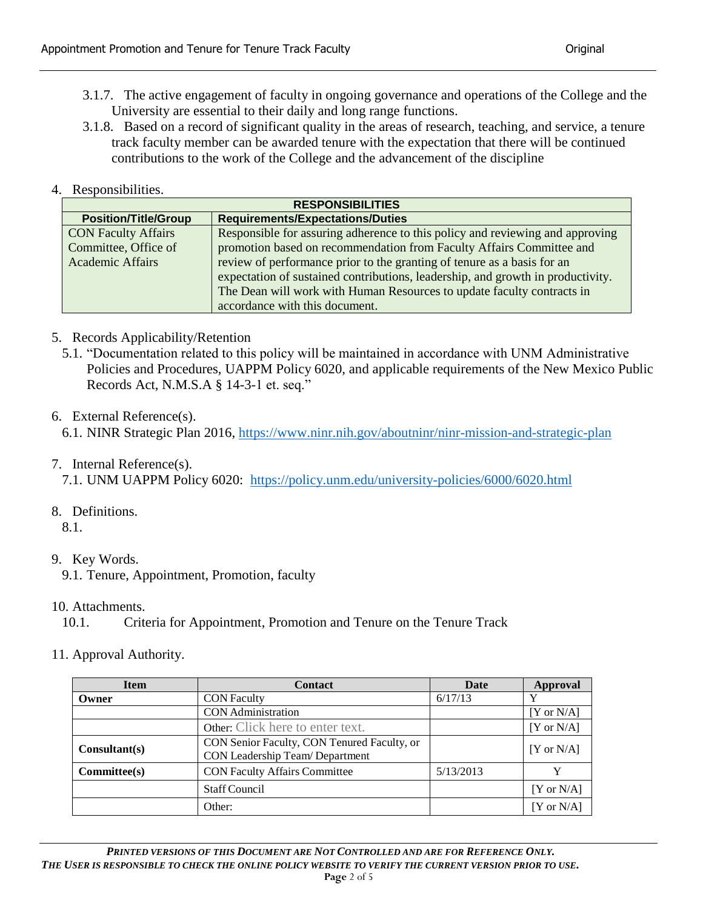3.1.7. The active engagement of faculty in ongoing governance and operations of the College and the University are essential to their daily and long range functions.

3.1.8. Based on a record of significant quality in the areas of research, teaching, and service, a tenure track faculty member can be awarded tenure with the expectation that there will be continued contributions to the work of the College and the advancement of the discipline

4. Responsibilities.

| RESPONSIBILITIES | |
|---|---|
| **Position/Title/Group** | **Requirements/Expectations/Duties** |
| CON Faculty Affairs Committee, Office of Academic Affairs | Responsible for assuring adherence to this policy and reviewing and approving promotion based on recommendation from Faculty Affairs Committee and review of performance prior to the granting of tenure as a basis for an expectation of sustained contributions, leadership, and growth in productivity. The Dean will work with Human Resources to update faculty contracts in accordance with this document. |

5. Records Applicability/Retention

5.1. "Documentation related to this policy will be maintained in accordance with UNM Administrative Policies and Procedures, UAPPM Policy 6020, and applicable requirements of the New Mexico Public Records Act, N.M.S.A § 14-3-1 et. seq."

6. External Reference(s).

6.1. NINR Strategic Plan 2016, https://www.ninr.nih.gov/aboutninr/ninr-mission-and-strategic-plan

7. Internal Reference(s).

7.1. UNM UAPPM Policy 6020: https://policy.unm.edu/university-policies/6000/6020.html

8. Definitions.

8.1.

9. Key Words.

9.1. Tenure, Appointment, Promotion, faculty

10. Attachments.

10.1. Criteria for Appointment, Promotion and Tenure on the Tenure Track

11. Approval Authority.

| Item | Contact | Date | Approval |
|---|---|---|---|
| **Owner** | CON Faculty | 6/17/13 | Y |
| | CON Administration | | [Y or N/A] |
| | Other: Click here to enter text. | | [Y or N/A] |
| **Consultant(s)** | CON Senior Faculty, CON Tenured Faculty, or CON Leadership Team/ Department | | [Y or N/A] |
| **Committee(s)** | CON Faculty Affairs Committee | 5/13/2013 | Y |
| | Staff Council | | [Y or N/A] |
| | Other: | | [Y or N/A] |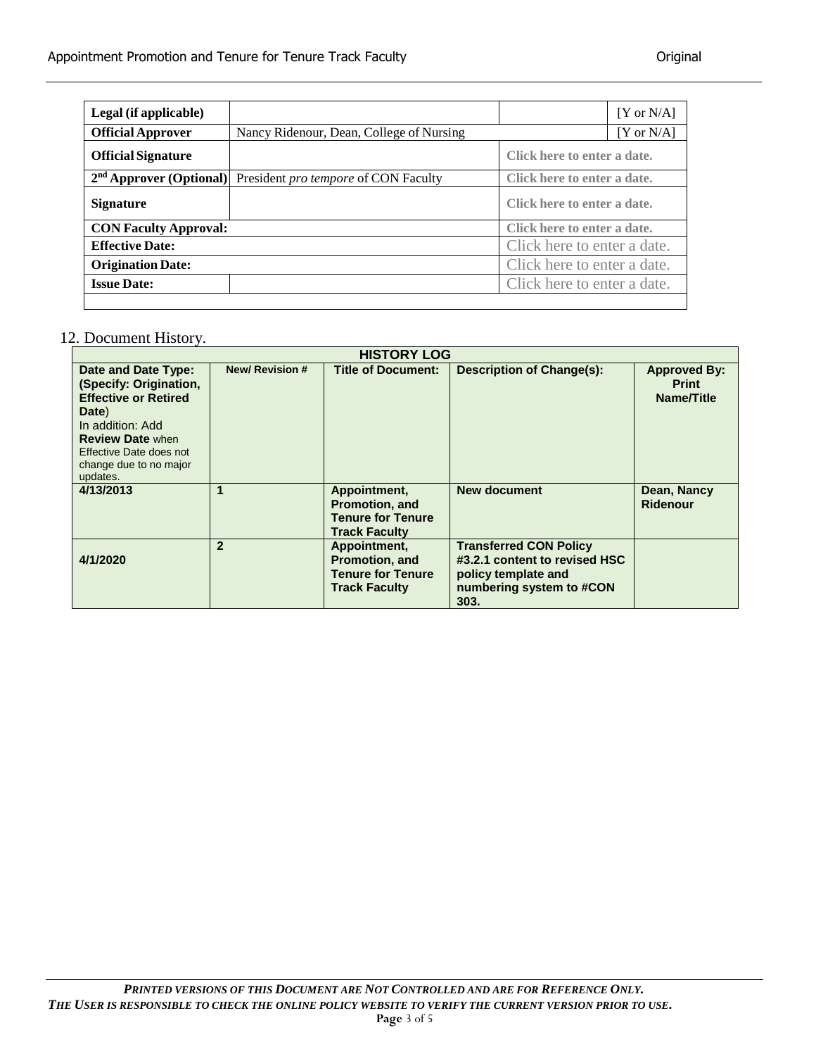| Legal (if applicable) | | | [Y or N/A] |
|---|---|---|---|
| **Official Approver** | Nancy Ridenour, Dean, College of Nursing | | [Y or N/A] |
| **Official Signature** | | Click here to enter a date. | |
| **2nd Approver (Optional)** | President *pro tempore* of CON Faculty | Click here to enter a date. | |
| **Signature** | | Click here to enter a date. | |
| **CON Faculty Approval:** | | Click here to enter a date. | |
| **Effective Date:** | | Click here to enter a date. | |
| **Origination Date:** | | Click here to enter a date. | |
| **Issue Date:** | | Click here to enter a date. | |

12. Document History.

| HISTORY LOG | | | | |
|---|---|---|---|---|
| **Date and Date Type: (Specify: Origination, Effective or Retired Date)** In addition: Add **Review Date** when Effective Date does not change due to no major updates. | **New/ Revision #** | **Title of Document:** | **Description of Change(s):** | **Approved By: Print Name/Title** |
| **4/13/2013** | **1** | **Appointment, Promotion, and Tenure for Tenure Track Faculty** | **New document** | **Dean, Nancy Ridenour** |
| **4/1/2020** | **2** | **Appointment, Promotion, and Tenure for Tenure Track Faculty** | **Transferred CON Policy #3.2.1 content to revised HSC policy template and numbering system to #CON 303.** | |

***PRINTED VERSIONS OF THIS DOCUMENT ARE NOT CONTROLLED AND ARE FOR REFERENCE ONLY.***
***THE USER IS RESPONSIBLE TO CHECK THE ONLINE POLICY WEBSITE TO VERIFY THE CURRENT VERSION PRIOR TO USE.***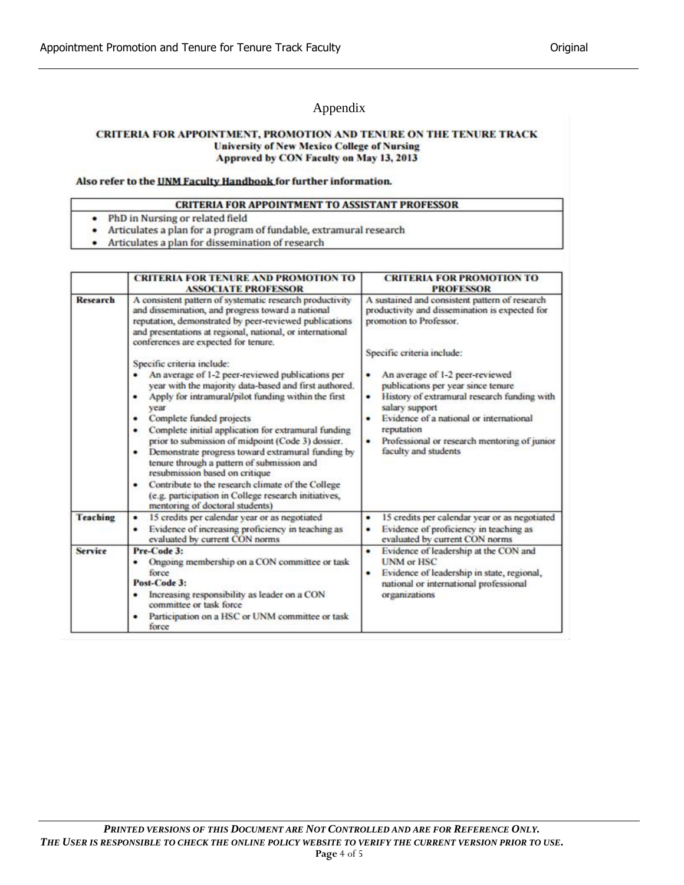# Appendix

**CRITERIA FOR APPOINTMENT, PROMOTION AND TENURE ON THE TENURE TRACK**
**University of New Mexico College of Nursing**
**Approved by CON Faculty on May 13, 2013**

**Also refer to the UNM Faculty Handbook for further information.**

| CRITERIA FOR APPOINTMENT TO ASSISTANT PROFESSOR |
|---|
| • PhD in Nursing or related field<br>• Articulates a plan for a program of fundable, extramural research<br>• Articulates a plan for dissemination of research |

| | CRITERIA FOR TENURE AND PROMOTION TO ASSOCIATE PROFESSOR | CRITERIA FOR PROMOTION TO PROFESSOR |
|---|---|---|
| **Research** | A consistent pattern of systematic research productivity and dissemination, and progress toward a national reputation, demonstrated by peer-reviewed publications and presentations at regional, national, or international conferences are expected for tenure.<br><br>Specific criteria include:<br>• An average of 1-2 peer-reviewed publications per year with the majority data-based and first authored.<br>• Apply for intramural/pilot funding within the first year<br>• Complete funded projects<br>• Complete initial application for extramural funding prior to submission of midpoint (Code 3) dossier.<br>• Demonstrate progress toward extramural funding by tenure through a pattern of submission and resubmission based on critique<br>• Contribute to the research climate of the College (e.g. participation in College research initiatives, mentoring of doctoral students) | A sustained and consistent pattern of research productivity and dissemination is expected for promotion to Professor.<br><br>Specific criteria include:<br>• An average of 1-2 peer-reviewed publications per year since tenure<br>• History of extramural research funding with salary support<br>• Evidence of a national or international reputation<br>• Professional or research mentoring of junior faculty and students |
| **Teaching** | • 15 credits per calendar year or as negotiated<br>• Evidence of increasing proficiency in teaching as evaluated by current CON norms | • 15 credits per calendar year or as negotiated<br>• Evidence of proficiency in teaching as evaluated by current CON norms |
| **Service** | **Pre-Code 3:**<br>• Ongoing membership on a CON committee or task force<br>**Post-Code 3:**<br>• Increasing responsibility as leader on a CON committee or task force<br>• Participation on a HSC or UNM committee or task force | • Evidence of leadership at the CON and UNM or HSC<br>• Evidence of leadership in state, regional, national or international professional organizations |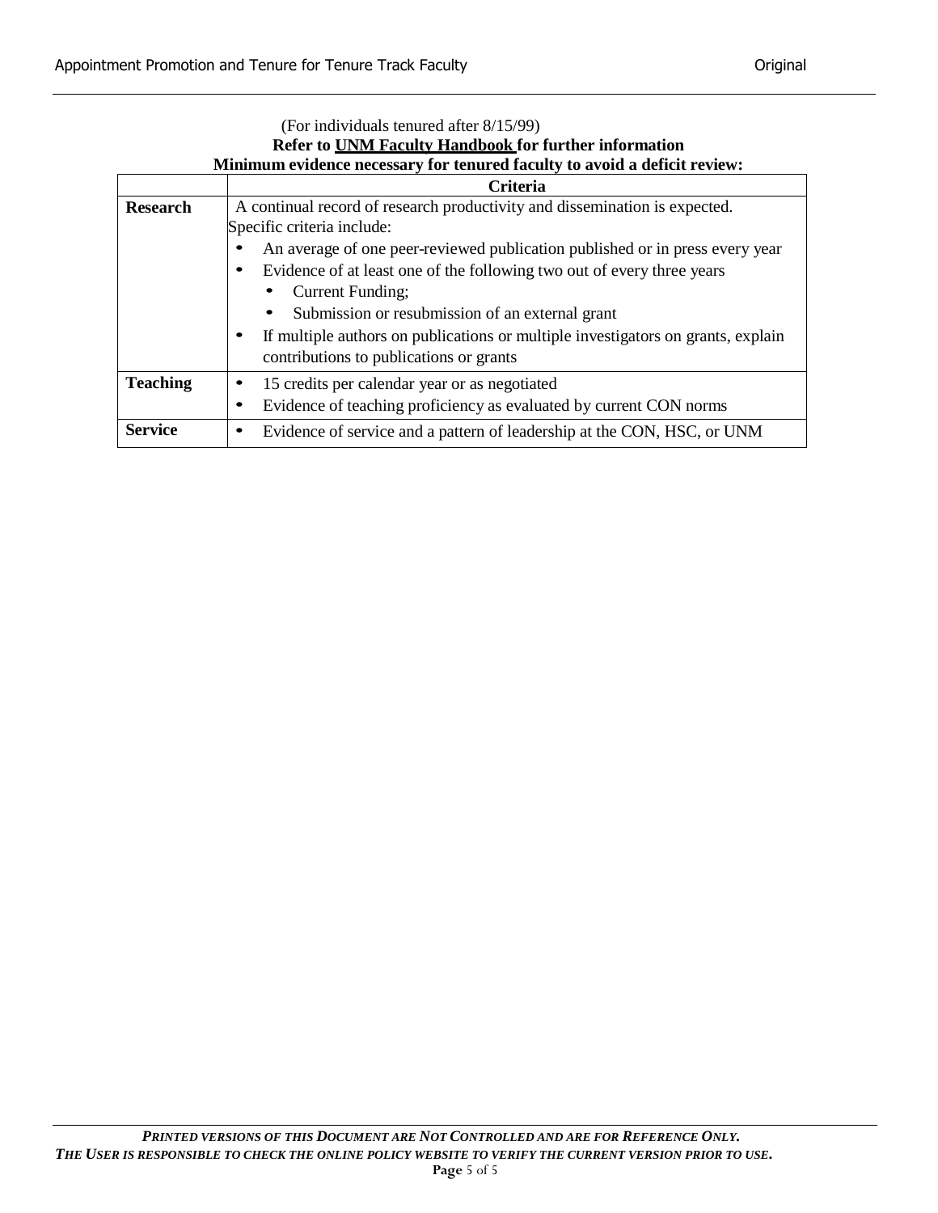(For individuals tenured after 8/15/99)

**Refer to UNM Faculty Handbook for further information**

**Minimum evidence necessary for tenured faculty to avoid a deficit review:**

| | **Criteria** |
|---|---|
| **Research** | A continual record of research productivity and dissemination is expected. Specific criteria include:<br>• An average of one peer-reviewed publication published or in press every year<br>• Evidence of at least one of the following two out of every three years<br>  • Current Funding;<br>  • Submission or resubmission of an external grant<br>• If multiple authors on publications or multiple investigators on grants, explain contributions to publications or grants |
| **Teaching** | • 15 credits per calendar year or as negotiated<br>• Evidence of teaching proficiency as evaluated by current CON norms |
| **Service** | • Evidence of service and a pattern of leadership at the CON, HSC, or UNM |

***PRINTED VERSIONS OF THIS DOCUMENT ARE NOT CONTROLLED AND ARE FOR REFERENCE ONLY.***
***THE USER IS RESPONSIBLE TO CHECK THE ONLINE POLICY WEBSITE TO VERIFY THE CURRENT VERSION PRIOR TO USE.***